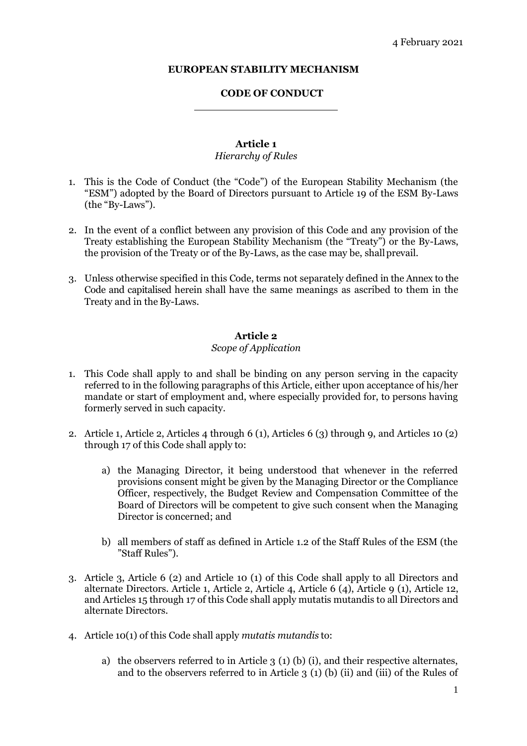4 February 2021

**EUROPEAN STABILITY MECHANISM**

**CODE OF CONDUCT**

## Article 1

*Hierarchy of Rules*

1. This is the Code of Conduct (the "Code") of the European Stability Mechanism (the "ESM") adopted by the Board of Directors pursuant to Article 19 of the ESM By-Laws (the "By-Laws").

2. In the event of a conflict between any provision of this Code and any provision of the Treaty establishing the European Stability Mechanism (the "Treaty") or the By-Laws, the provision of the Treaty or of the By-Laws, as the case may be, shall prevail.

3. Unless otherwise specified in this Code, terms not separately defined in the Annex to the Code and capitalised herein shall have the same meanings as ascribed to them in the Treaty and in the By-Laws.

## Article 2

*Scope of Application*

1. This Code shall apply to and shall be binding on any person serving in the capacity referred to in the following paragraphs of this Article, either upon acceptance of his/her mandate or start of employment and, where especially provided for, to persons having formerly served in such capacity.

2. Article 1, Article 2, Articles 4 through 6 (1), Articles 6 (3) through 9, and Articles 10 (2) through 17 of this Code shall apply to:

   a) the Managing Director, it being understood that whenever in the referred provisions consent might be given by the Managing Director or the Compliance Officer, respectively, the Budget Review and Compensation Committee of the Board of Directors will be competent to give such consent when the Managing Director is concerned; and

   b) all members of staff as defined in Article 1.2 of the Staff Rules of the ESM (the "Staff Rules").

3. Article 3, Article 6 (2) and Article 10 (1) of this Code shall apply to all Directors and alternate Directors. Article 1, Article 2, Article 4, Article 6 (4), Article 9 (1), Article 12, and Articles 15 through 17 of this Code shall apply mutatis mutandis to all Directors and alternate Directors.

4. Article 10(1) of this Code shall apply *mutatis mutandis* to:

   a) the observers referred to in Article 3 (1) (b) (i), and their respective alternates, and to the observers referred to in Article 3 (1) (b) (ii) and (iii) of the Rules of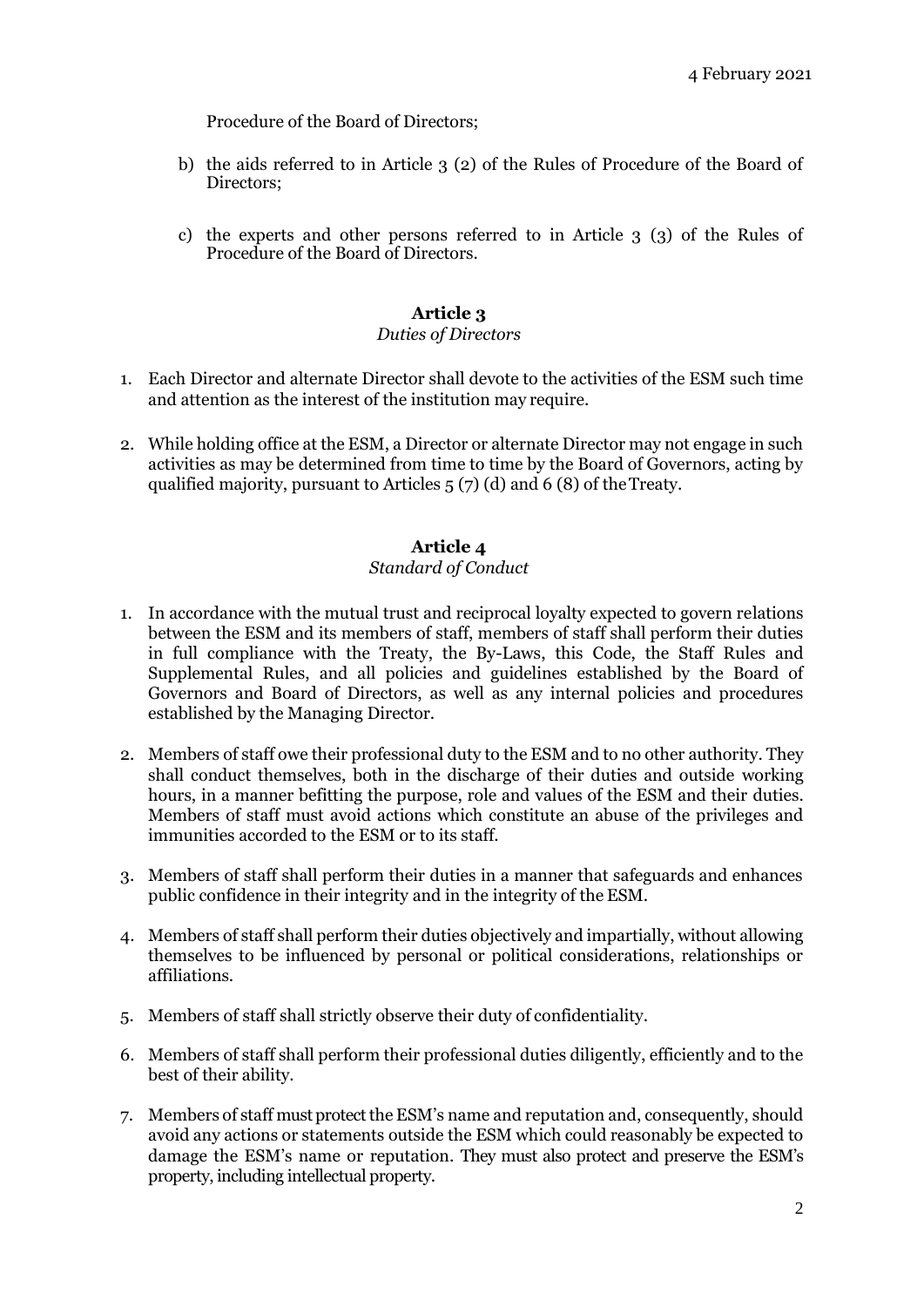Procedure of the Board of Directors;

b) the aids referred to in Article 3 (2) of the Rules of Procedure of the Board of Directors;

c) the experts and other persons referred to in Article 3 (3) of the Rules of Procedure of the Board of Directors.

## Article 3

*Duties of Directors*

1. Each Director and alternate Director shall devote to the activities of the ESM such time and attention as the interest of the institution may require.

2. While holding office at the ESM, a Director or alternate Director may not engage in such activities as may be determined from time to time by the Board of Governors, acting by qualified majority, pursuant to Articles 5 (7) (d) and 6 (8) of the Treaty.

## Article 4

*Standard of Conduct*

1. In accordance with the mutual trust and reciprocal loyalty expected to govern relations between the ESM and its members of staff, members of staff shall perform their duties in full compliance with the Treaty, the By-Laws, this Code, the Staff Rules and Supplemental Rules, and all policies and guidelines established by the Board of Governors and Board of Directors, as well as any internal policies and procedures established by the Managing Director.

2. Members of staff owe their professional duty to the ESM and to no other authority. They shall conduct themselves, both in the discharge of their duties and outside working hours, in a manner befitting the purpose, role and values of the ESM and their duties. Members of staff must avoid actions which constitute an abuse of the privileges and immunities accorded to the ESM or to its staff.

3. Members of staff shall perform their duties in a manner that safeguards and enhances public confidence in their integrity and in the integrity of the ESM.

4. Members of staff shall perform their duties objectively and impartially, without allowing themselves to be influenced by personal or political considerations, relationships or affiliations.

5. Members of staff shall strictly observe their duty of confidentiality.

6. Members of staff shall perform their professional duties diligently, efficiently and to the best of their ability.

7. Members of staff must protect the ESM's name and reputation and, consequently, should avoid any actions or statements outside the ESM which could reasonably be expected to damage the ESM's name or reputation. They must also protect and preserve the ESM's property, including intellectual property.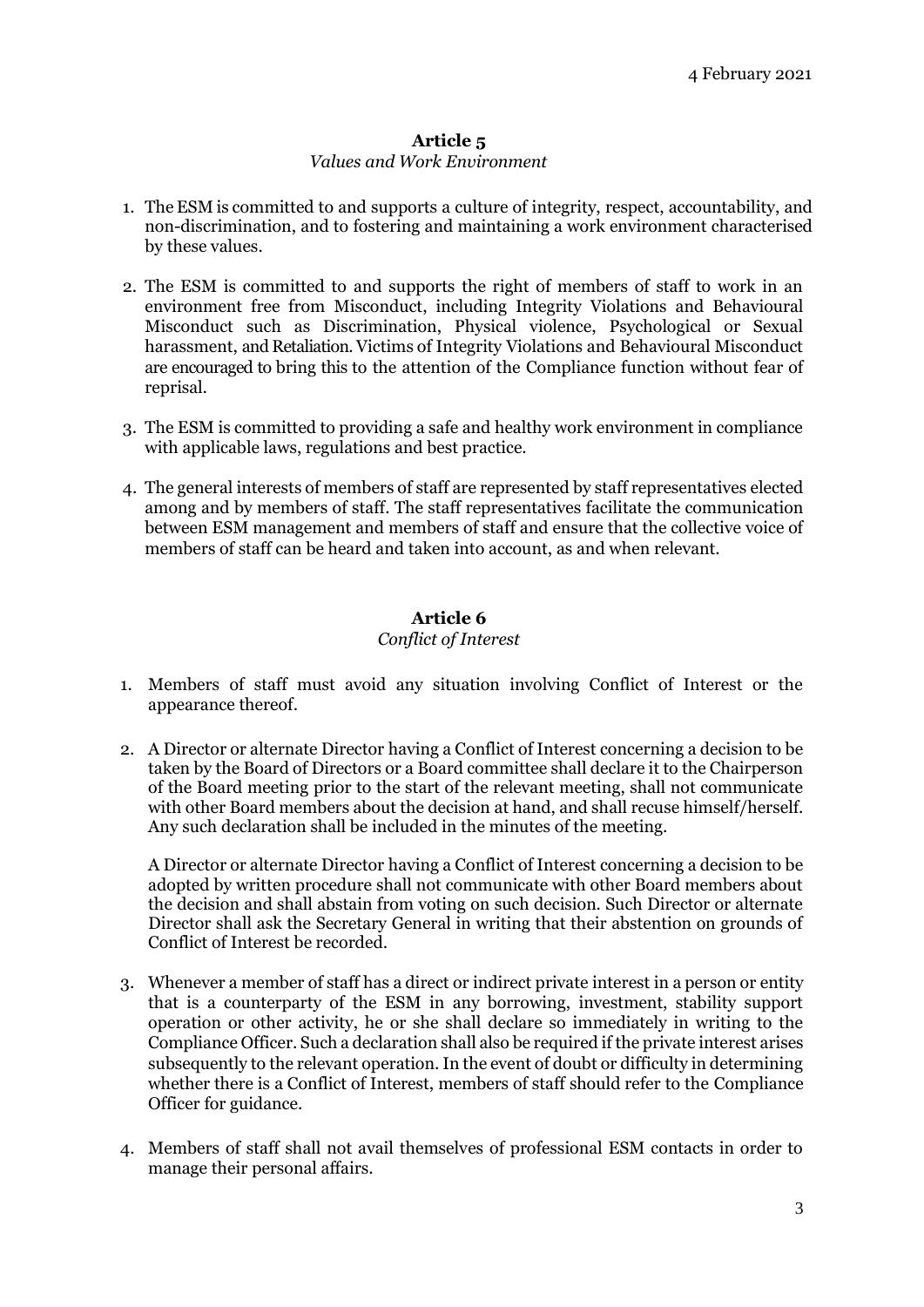4 February 2021

## Article 5

*Values and Work Environment*

1. The ESM is committed to and supports a culture of integrity, respect, accountability, and non-discrimination, and to fostering and maintaining a work environment characterised by these values.

2. The ESM is committed to and supports the right of members of staff to work in an environment free from Misconduct, including Integrity Violations and Behavioural Misconduct such as Discrimination, Physical violence, Psychological or Sexual harassment, and Retaliation. Victims of Integrity Violations and Behavioural Misconduct are encouraged to bring this to the attention of the Compliance function without fear of reprisal.

3. The ESM is committed to providing a safe and healthy work environment in compliance with applicable laws, regulations and best practice.

4. The general interests of members of staff are represented by staff representatives elected among and by members of staff. The staff representatives facilitate the communication between ESM management and members of staff and ensure that the collective voice of members of staff can be heard and taken into account, as and when relevant.

## Article 6

*Conflict of Interest*

1. Members of staff must avoid any situation involving Conflict of Interest or the appearance thereof.

2. A Director or alternate Director having a Conflict of Interest concerning a decision to be taken by the Board of Directors or a Board committee shall declare it to the Chairperson of the Board meeting prior to the start of the relevant meeting, shall not communicate with other Board members about the decision at hand, and shall recuse himself/herself. Any such declaration shall be included in the minutes of the meeting.

   A Director or alternate Director having a Conflict of Interest concerning a decision to be adopted by written procedure shall not communicate with other Board members about the decision and shall abstain from voting on such decision. Such Director or alternate Director shall ask the Secretary General in writing that their abstention on grounds of Conflict of Interest be recorded.

3. Whenever a member of staff has a direct or indirect private interest in a person or entity that is a counterparty of the ESM in any borrowing, investment, stability support operation or other activity, he or she shall declare so immediately in writing to the Compliance Officer. Such a declaration shall also be required if the private interest arises subsequently to the relevant operation. In the event of doubt or difficulty in determining whether there is a Conflict of Interest, members of staff should refer to the Compliance Officer for guidance.

4. Members of staff shall not avail themselves of professional ESM contacts in order to manage their personal affairs.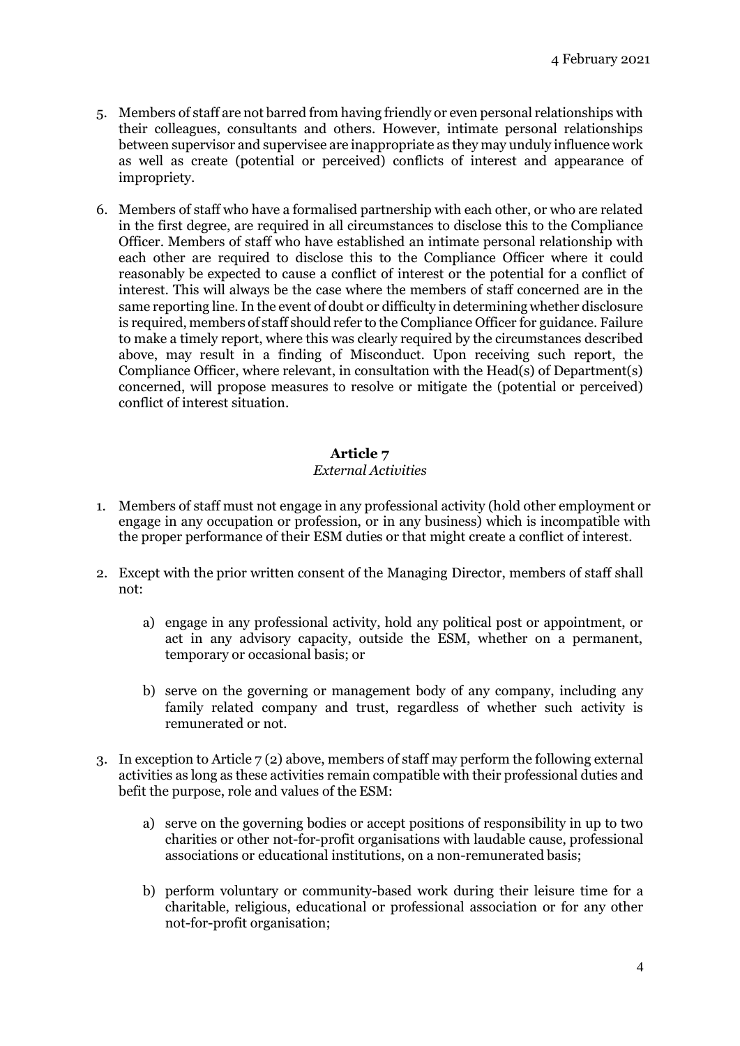5. Members of staff are not barred from having friendly or even personal relationships with their colleagues, consultants and others. However, intimate personal relationships between supervisor and supervisee are inappropriate as they may unduly influence work as well as create (potential or perceived) conflicts of interest and appearance of impropriety.

6. Members of staff who have a formalised partnership with each other, or who are related in the first degree, are required in all circumstances to disclose this to the Compliance Officer. Members of staff who have established an intimate personal relationship with each other are required to disclose this to the Compliance Officer where it could reasonably be expected to cause a conflict of interest or the potential for a conflict of interest. This will always be the case where the members of staff concerned are in the same reporting line. In the event of doubt or difficulty in determining whether disclosure is required, members of staff should refer to the Compliance Officer for guidance. Failure to make a timely report, where this was clearly required by the circumstances described above, may result in a finding of Misconduct. Upon receiving such report, the Compliance Officer, where relevant, in consultation with the Head(s) of Department(s) concerned, will propose measures to resolve or mitigate the (potential or perceived) conflict of interest situation.

## Article 7

*External Activities*

1. Members of staff must not engage in any professional activity (hold other employment or engage in any occupation or profession, or in any business) which is incompatible with the proper performance of their ESM duties or that might create a conflict of interest.

2. Except with the prior written consent of the Managing Director, members of staff shall not:

   a) engage in any professional activity, hold any political post or appointment, or act in any advisory capacity, outside the ESM, whether on a permanent, temporary or occasional basis; or

   b) serve on the governing or management body of any company, including any family related company and trust, regardless of whether such activity is remunerated or not.

3. In exception to Article 7 (2) above, members of staff may perform the following external activities as long as these activities remain compatible with their professional duties and befit the purpose, role and values of the ESM:

   a) serve on the governing bodies or accept positions of responsibility in up to two charities or other not-for-profit organisations with laudable cause, professional associations or educational institutions, on a non-remunerated basis;

   b) perform voluntary or community-based work during their leisure time for a charitable, religious, educational or professional association or for any other not-for-profit organisation;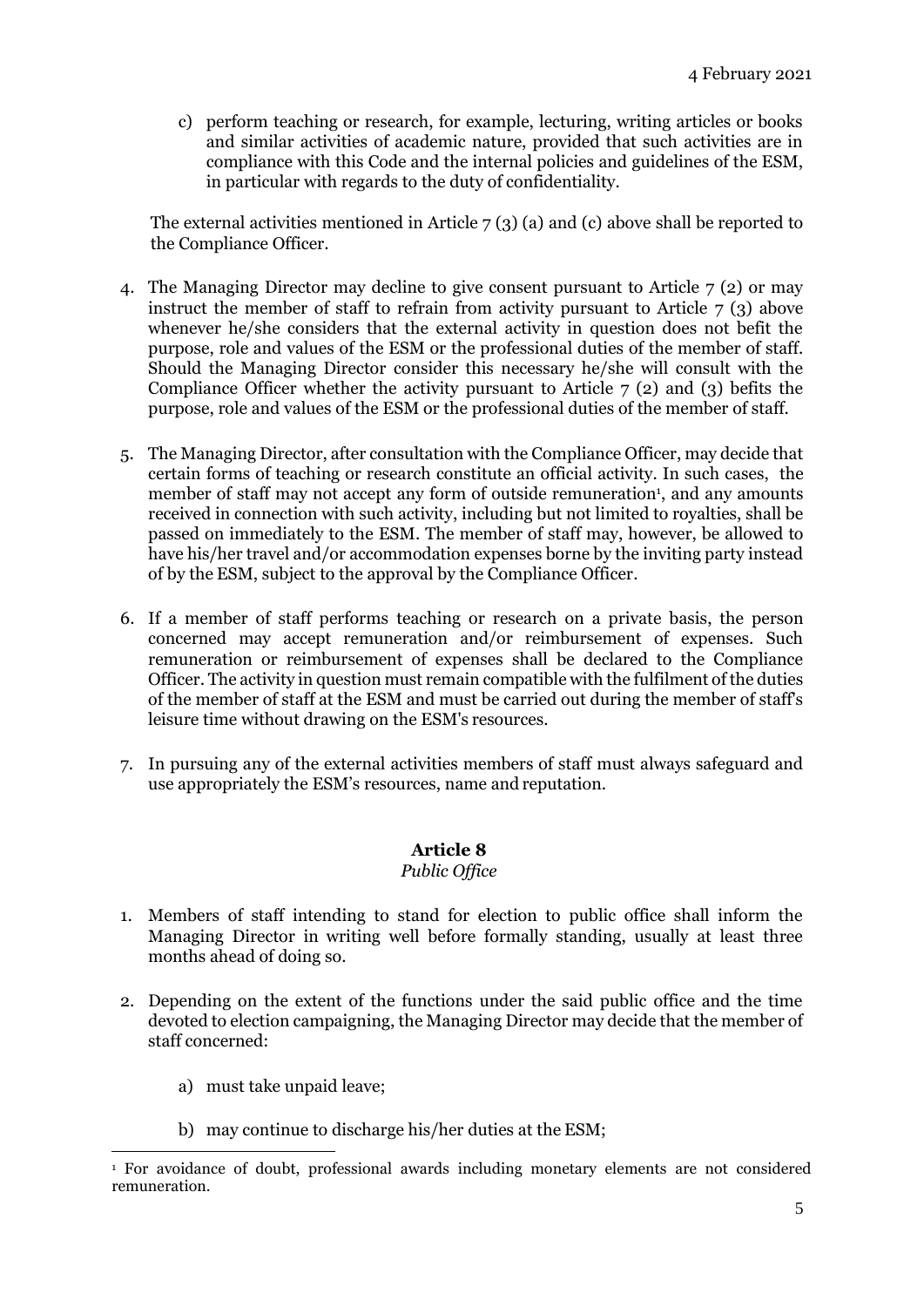c) perform teaching or research, for example, lecturing, writing articles or books and similar activities of academic nature, provided that such activities are in compliance with this Code and the internal policies and guidelines of the ESM, in particular with regards to the duty of confidentiality.

The external activities mentioned in Article 7 (3) (a) and (c) above shall be reported to the Compliance Officer.

4. The Managing Director may decline to give consent pursuant to Article 7 (2) or may instruct the member of staff to refrain from activity pursuant to Article 7 (3) above whenever he/she considers that the external activity in question does not befit the purpose, role and values of the ESM or the professional duties of the member of staff. Should the Managing Director consider this necessary he/she will consult with the Compliance Officer whether the activity pursuant to Article 7 (2) and (3) befits the purpose, role and values of the ESM or the professional duties of the member of staff.

5. The Managing Director, after consultation with the Compliance Officer, may decide that certain forms of teaching or research constitute an official activity. In such cases, the member of staff may not accept any form of outside remuneration[1], and any amounts received in connection with such activity, including but not limited to royalties, shall be passed on immediately to the ESM. The member of staff may, however, be allowed to have his/her travel and/or accommodation expenses borne by the inviting party instead of by the ESM, subject to the approval by the Compliance Officer.

6. If a member of staff performs teaching or research on a private basis, the person concerned may accept remuneration and/or reimbursement of expenses. Such remuneration or reimbursement of expenses shall be declared to the Compliance Officer. The activity in question must remain compatible with the fulfilment of the duties of the member of staff at the ESM and must be carried out during the member of staff's leisure time without drawing on the ESM's resources.

7. In pursuing any of the external activities members of staff must always safeguard and use appropriately the ESM's resources, name and reputation.

## Article 8

*Public Office*

1. Members of staff intending to stand for election to public office shall inform the Managing Director in writing well before formally standing, usually at least three months ahead of doing so.

2. Depending on the extent of the functions under the said public office and the time devoted to election campaigning, the Managing Director may decide that the member of staff concerned:

    a) must take unpaid leave;

    b) may continue to discharge his/her duties at the ESM;

---

[1] For avoidance of doubt, professional awards including monetary elements are not considered remuneration.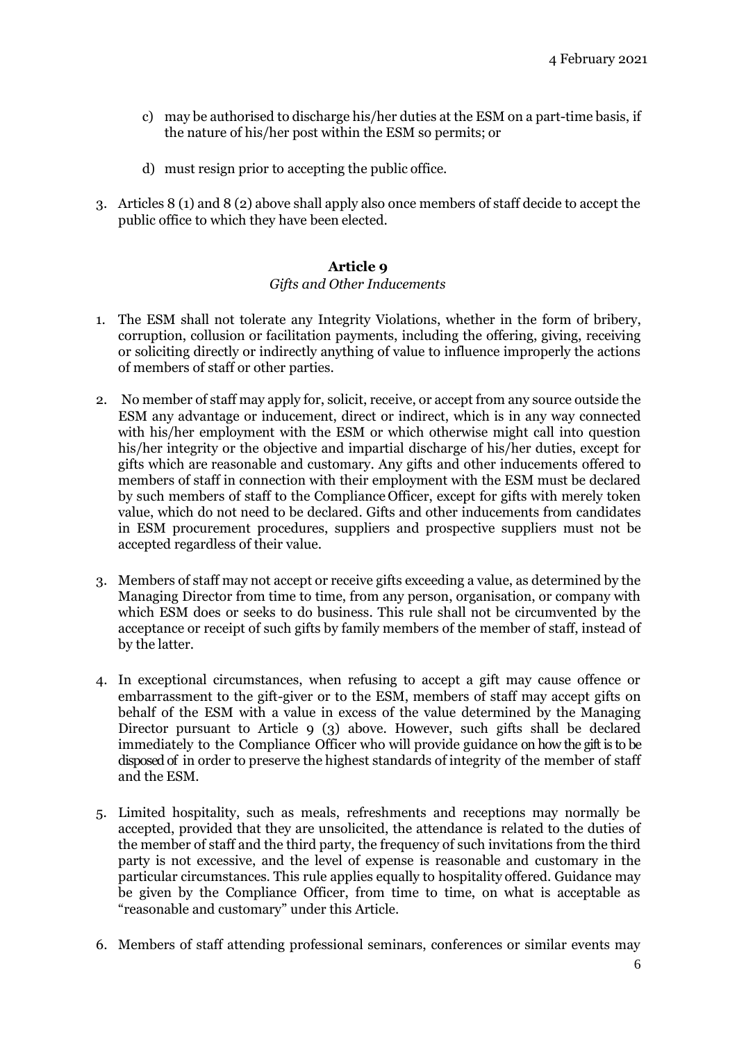c) may be authorised to discharge his/her duties at the ESM on a part-time basis, if the nature of his/her post within the ESM so permits; or

d) must resign prior to accepting the public office.

3. Articles 8 (1) and 8 (2) above shall apply also once members of staff decide to accept the public office to which they have been elected.

**Article 9**

*Gifts and Other Inducements*

1. The ESM shall not tolerate any Integrity Violations, whether in the form of bribery, corruption, collusion or facilitation payments, including the offering, giving, receiving or soliciting directly or indirectly anything of value to influence improperly the actions of members of staff or other parties.

2. No member of staff may apply for, solicit, receive, or accept from any source outside the ESM any advantage or inducement, direct or indirect, which is in any way connected with his/her employment with the ESM or which otherwise might call into question his/her integrity or the objective and impartial discharge of his/her duties, except for gifts which are reasonable and customary. Any gifts and other inducements offered to members of staff in connection with their employment with the ESM must be declared by such members of staff to the Compliance Officer, except for gifts with merely token value, which do not need to be declared. Gifts and other inducements from candidates in ESM procurement procedures, suppliers and prospective suppliers must not be accepted regardless of their value.

3. Members of staff may not accept or receive gifts exceeding a value, as determined by the Managing Director from time to time, from any person, organisation, or company with which ESM does or seeks to do business. This rule shall not be circumvented by the acceptance or receipt of such gifts by family members of the member of staff, instead of by the latter.

4. In exceptional circumstances, when refusing to accept a gift may cause offence or embarrassment to the gift-giver or to the ESM, members of staff may accept gifts on behalf of the ESM with a value in excess of the value determined by the Managing Director pursuant to Article 9 (3) above. However, such gifts shall be declared immediately to the Compliance Officer who will provide guidance on how the gift is to be disposed of in order to preserve the highest standards of integrity of the member of staff and the ESM.

5. Limited hospitality, such as meals, refreshments and receptions may normally be accepted, provided that they are unsolicited, the attendance is related to the duties of the member of staff and the third party, the frequency of such invitations from the third party is not excessive, and the level of expense is reasonable and customary in the particular circumstances. This rule applies equally to hospitality offered. Guidance may be given by the Compliance Officer, from time to time, on what is acceptable as "reasonable and customary" under this Article.

6. Members of staff attending professional seminars, conferences or similar events may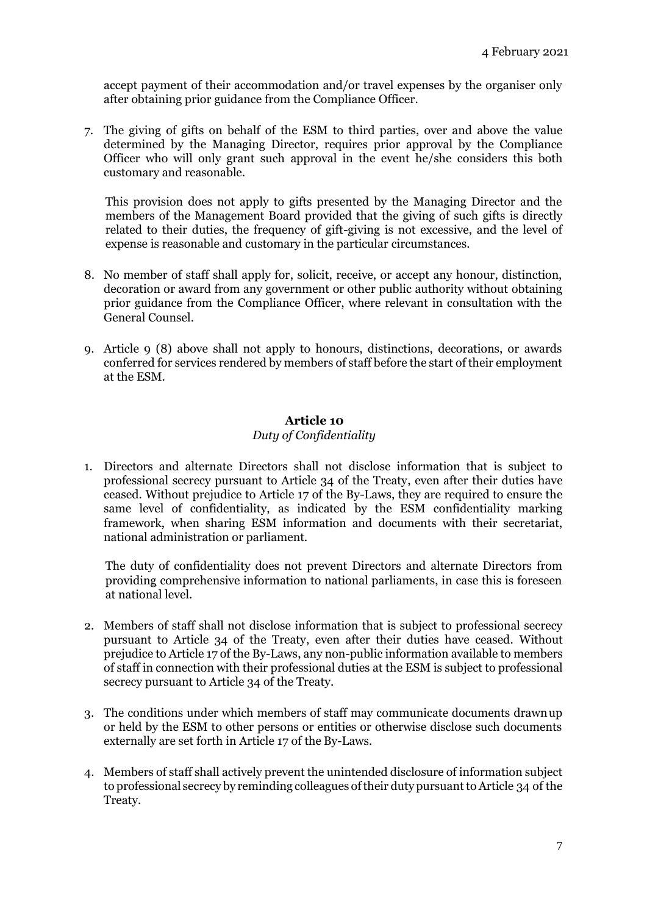accept payment of their accommodation and/or travel expenses by the organiser only after obtaining prior guidance from the Compliance Officer.

7. The giving of gifts on behalf of the ESM to third parties, over and above the value determined by the Managing Director, requires prior approval by the Compliance Officer who will only grant such approval in the event he/she considers this both customary and reasonable.

   This provision does not apply to gifts presented by the Managing Director and the members of the Management Board provided that the giving of such gifts is directly related to their duties, the frequency of gift-giving is not excessive, and the level of expense is reasonable and customary in the particular circumstances.

8. No member of staff shall apply for, solicit, receive, or accept any honour, distinction, decoration or award from any government or other public authority without obtaining prior guidance from the Compliance Officer, where relevant in consultation with the General Counsel.

9. Article 9 (8) above shall not apply to honours, distinctions, decorations, or awards conferred for services rendered by members of staff before the start of their employment at the ESM.

### Article 10

*Duty of Confidentiality*

1. Directors and alternate Directors shall not disclose information that is subject to professional secrecy pursuant to Article 34 of the Treaty, even after their duties have ceased. Without prejudice to Article 17 of the By-Laws, they are required to ensure the same level of confidentiality, as indicated by the ESM confidentiality marking framework, when sharing ESM information and documents with their secretariat, national administration or parliament.

   The duty of confidentiality does not prevent Directors and alternate Directors from providing comprehensive information to national parliaments, in case this is foreseen at national level.

2. Members of staff shall not disclose information that is subject to professional secrecy pursuant to Article 34 of the Treaty, even after their duties have ceased. Without prejudice to Article 17 of the By-Laws, any non-public information available to members of staff in connection with their professional duties at the ESM is subject to professional secrecy pursuant to Article 34 of the Treaty.

3. The conditions under which members of staff may communicate documents drawn up or held by the ESM to other persons or entities or otherwise disclose such documents externally are set forth in Article 17 of the By-Laws.

4. Members of staff shall actively prevent the unintended disclosure of information subject to professional secrecy by reminding colleagues of their duty pursuant to Article 34 of the Treaty.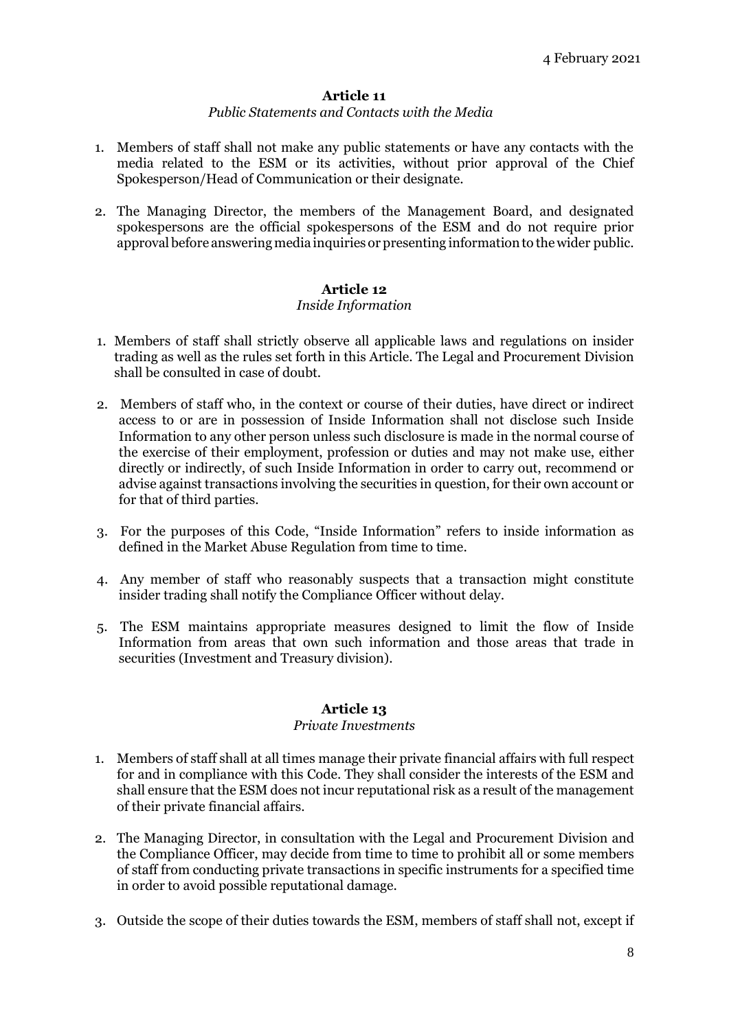4 February 2021

## Article 11

*Public Statements and Contacts with the Media*

1. Members of staff shall not make any public statements or have any contacts with the media related to the ESM or its activities, without prior approval of the Chief Spokesperson/Head of Communication or their designate.

2. The Managing Director, the members of the Management Board, and designated spokespersons are the official spokespersons of the ESM and do not require prior approval before answering media inquiries or presenting information to the wider public.

## Article 12

*Inside Information*

1. Members of staff shall strictly observe all applicable laws and regulations on insider trading as well as the rules set forth in this Article. The Legal and Procurement Division shall be consulted in case of doubt.

2. Members of staff who, in the context or course of their duties, have direct or indirect access to or are in possession of Inside Information shall not disclose such Inside Information to any other person unless such disclosure is made in the normal course of the exercise of their employment, profession or duties and may not make use, either directly or indirectly, of such Inside Information in order to carry out, recommend or advise against transactions involving the securities in question, for their own account or for that of third parties.

3. For the purposes of this Code, "Inside Information" refers to inside information as defined in the Market Abuse Regulation from time to time.

4. Any member of staff who reasonably suspects that a transaction might constitute insider trading shall notify the Compliance Officer without delay.

5. The ESM maintains appropriate measures designed to limit the flow of Inside Information from areas that own such information and those areas that trade in securities (Investment and Treasury division).

## Article 13

*Private Investments*

1. Members of staff shall at all times manage their private financial affairs with full respect for and in compliance with this Code. They shall consider the interests of the ESM and shall ensure that the ESM does not incur reputational risk as a result of the management of their private financial affairs.

2. The Managing Director, in consultation with the Legal and Procurement Division and the Compliance Officer, may decide from time to time to prohibit all or some members of staff from conducting private transactions in specific instruments for a specified time in order to avoid possible reputational damage.

3. Outside the scope of their duties towards the ESM, members of staff shall not, except if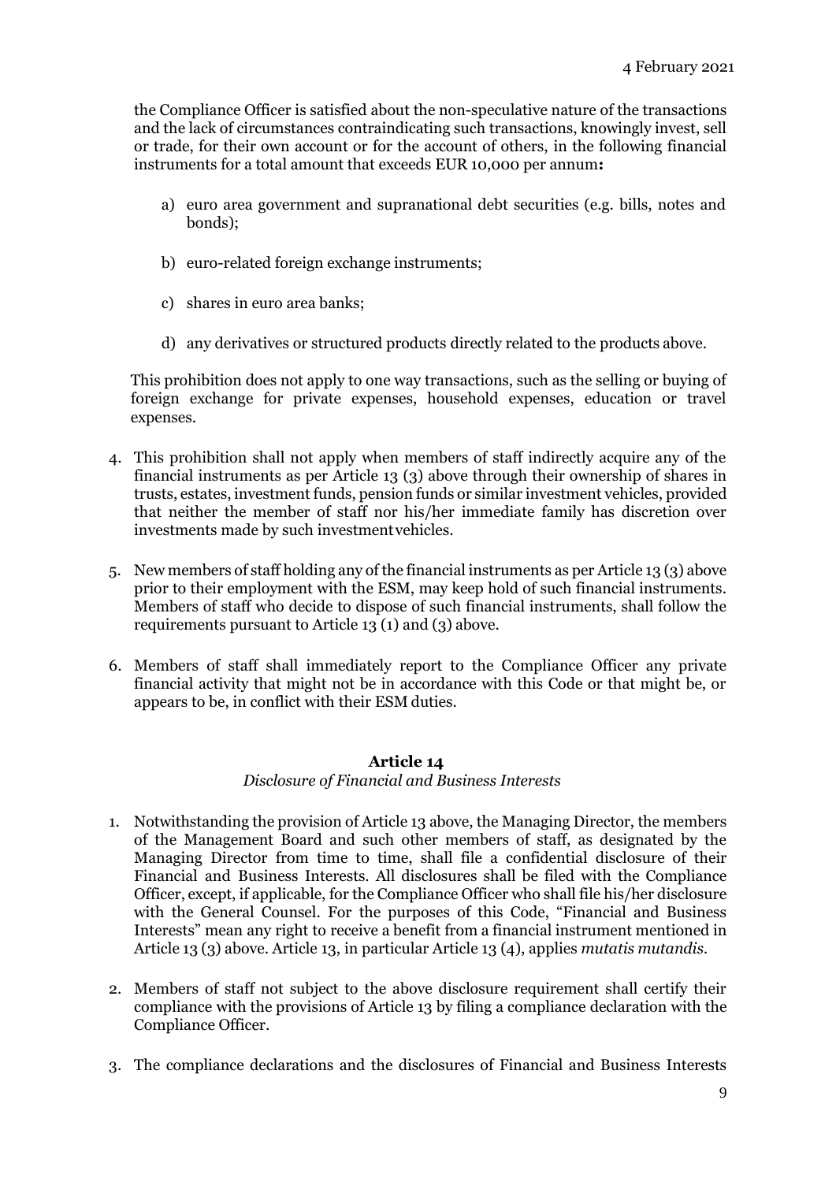the Compliance Officer is satisfied about the non-speculative nature of the transactions and the lack of circumstances contraindicating such transactions, knowingly invest, sell or trade, for their own account or for the account of others, in the following financial instruments for a total amount that exceeds EUR 10,000 per annum**:**

a) euro area government and supranational debt securities (e.g. bills, notes and bonds);

b) euro-related foreign exchange instruments;

c) shares in euro area banks;

d) any derivatives or structured products directly related to the products above.

This prohibition does not apply to one way transactions, such as the selling or buying of foreign exchange for private expenses, household expenses, education or travel expenses.

4. This prohibition shall not apply when members of staff indirectly acquire any of the financial instruments as per Article 13 (3) above through their ownership of shares in trusts, estates, investment funds, pension funds or similar investment vehicles, provided that neither the member of staff nor his/her immediate family has discretion over investments made by such investment vehicles.

5. New members of staff holding any of the financial instruments as per Article 13 (3) above prior to their employment with the ESM, may keep hold of such financial instruments. Members of staff who decide to dispose of such financial instruments, shall follow the requirements pursuant to Article 13 (1) and (3) above.

6. Members of staff shall immediately report to the Compliance Officer any private financial activity that might not be in accordance with this Code or that might be, or appears to be, in conflict with their ESM duties.

**Article 14**

*Disclosure of Financial and Business Interests*

1. Notwithstanding the provision of Article 13 above, the Managing Director, the members of the Management Board and such other members of staff, as designated by the Managing Director from time to time, shall file a confidential disclosure of their Financial and Business Interests. All disclosures shall be filed with the Compliance Officer, except, if applicable, for the Compliance Officer who shall file his/her disclosure with the General Counsel. For the purposes of this Code, "Financial and Business Interests" mean any right to receive a benefit from a financial instrument mentioned in Article 13 (3) above. Article 13, in particular Article 13 (4), applies *mutatis mutandis*.

2. Members of staff not subject to the above disclosure requirement shall certify their compliance with the provisions of Article 13 by filing a compliance declaration with the Compliance Officer.

3. The compliance declarations and the disclosures of Financial and Business Interests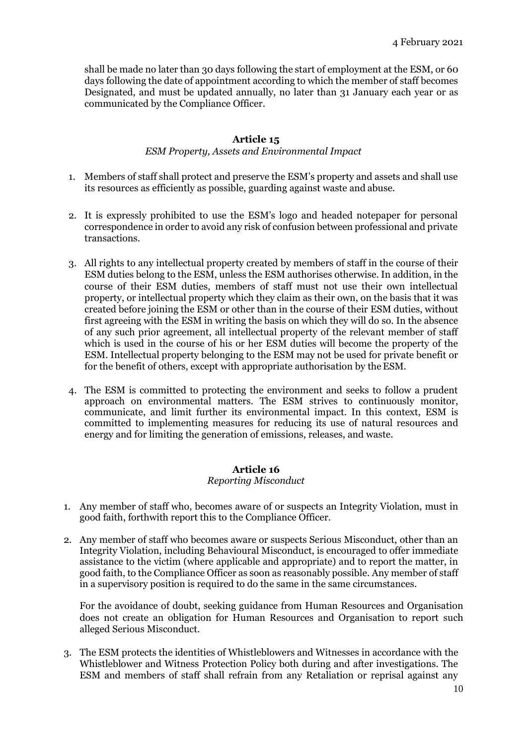shall be made no later than 30 days following the start of employment at the ESM, or 60 days following the date of appointment according to which the member of staff becomes Designated, and must be updated annually, no later than 31 January each year or as communicated by the Compliance Officer.

## Article 15

*ESM Property, Assets and Environmental Impact*

1. Members of staff shall protect and preserve the ESM's property and assets and shall use its resources as efficiently as possible, guarding against waste and abuse.

2. It is expressly prohibited to use the ESM's logo and headed notepaper for personal correspondence in order to avoid any risk of confusion between professional and private transactions.

3. All rights to any intellectual property created by members of staff in the course of their ESM duties belong to the ESM, unless the ESM authorises otherwise. In addition, in the course of their ESM duties, members of staff must not use their own intellectual property, or intellectual property which they claim as their own, on the basis that it was created before joining the ESM or other than in the course of their ESM duties, without first agreeing with the ESM in writing the basis on which they will do so. In the absence of any such prior agreement, all intellectual property of the relevant member of staff which is used in the course of his or her ESM duties will become the property of the ESM. Intellectual property belonging to the ESM may not be used for private benefit or for the benefit of others, except with appropriate authorisation by the ESM.

4. The ESM is committed to protecting the environment and seeks to follow a prudent approach on environmental matters. The ESM strives to continuously monitor, communicate, and limit further its environmental impact. In this context, ESM is committed to implementing measures for reducing its use of natural resources and energy and for limiting the generation of emissions, releases, and waste.

## Article 16

*Reporting Misconduct*

1. Any member of staff who, becomes aware of or suspects an Integrity Violation, must in good faith, forthwith report this to the Compliance Officer.

2. Any member of staff who becomes aware or suspects Serious Misconduct, other than an Integrity Violation, including Behavioural Misconduct, is encouraged to offer immediate assistance to the victim (where applicable and appropriate) and to report the matter, in good faith, to the Compliance Officer as soon as reasonably possible. Any member of staff in a supervisory position is required to do the same in the same circumstances.

   For the avoidance of doubt, seeking guidance from Human Resources and Organisation does not create an obligation for Human Resources and Organisation to report such alleged Serious Misconduct.

3. The ESM protects the identities of Whistleblowers and Witnesses in accordance with the Whistleblower and Witness Protection Policy both during and after investigations. The ESM and members of staff shall refrain from any Retaliation or reprisal against any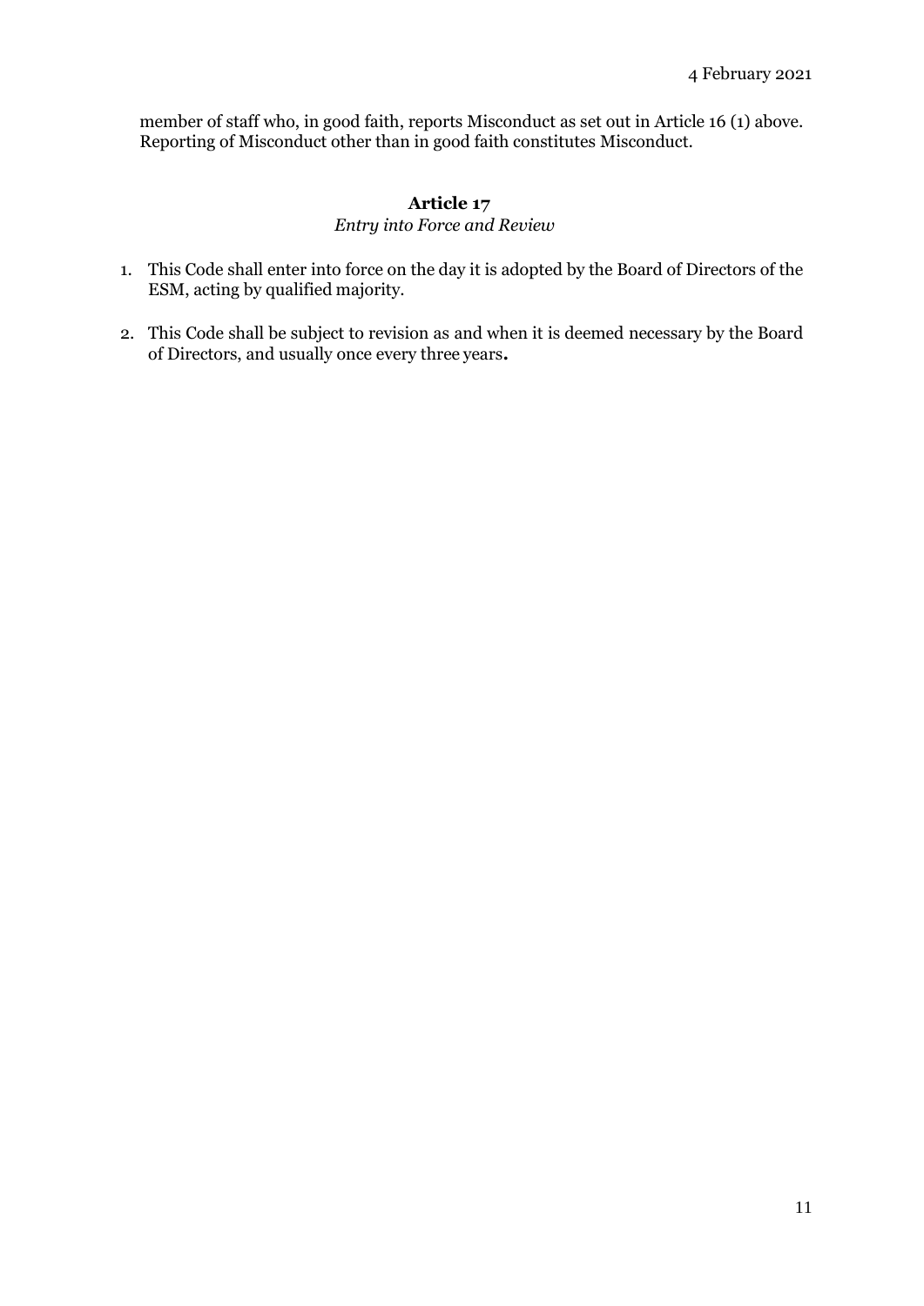member of staff who, in good faith, reports Misconduct as set out in Article 16 (1) above. Reporting of Misconduct other than in good faith constitutes Misconduct.

## Article 17

*Entry into Force and Review*

1. This Code shall enter into force on the day it is adopted by the Board of Directors of the ESM, acting by qualified majority.

2. This Code shall be subject to revision as and when it is deemed necessary by the Board of Directors, and usually once every three years**.**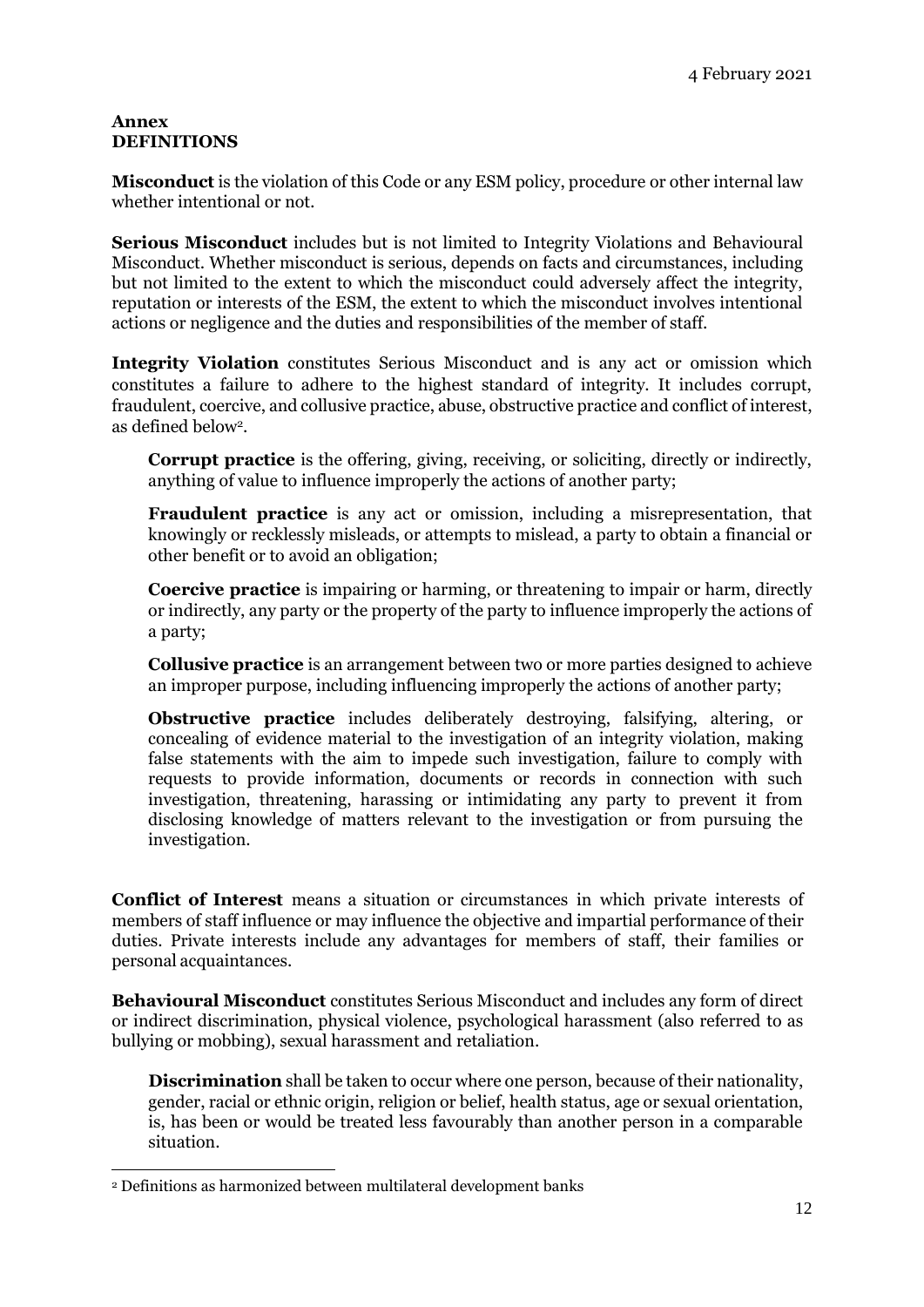4 February 2021

**Annex**
**DEFINITIONS**

**Misconduct** is the violation of this Code or any ESM policy, procedure or other internal law whether intentional or not.

**Serious Misconduct** includes but is not limited to Integrity Violations and Behavioural Misconduct. Whether misconduct is serious, depends on facts and circumstances, including but not limited to the extent to which the misconduct could adversely affect the integrity, reputation or interests of the ESM, the extent to which the misconduct involves intentional actions or negligence and the duties and responsibilities of the member of staff.

**Integrity Violation** constitutes Serious Misconduct and is any act or omission which constitutes a failure to adhere to the highest standard of integrity. It includes corrupt, fraudulent, coercive, and collusive practice, abuse, obstructive practice and conflict of interest, as defined below[2].

> **Corrupt practice** is the offering, giving, receiving, or soliciting, directly or indirectly, anything of value to influence improperly the actions of another party;
>
> **Fraudulent practice** is any act or omission, including a misrepresentation, that knowingly or recklessly misleads, or attempts to mislead, a party to obtain a financial or other benefit or to avoid an obligation;
>
> **Coercive practice** is impairing or harming, or threatening to impair or harm, directly or indirectly, any party or the property of the party to influence improperly the actions of a party;
>
> **Collusive practice** is an arrangement between two or more parties designed to achieve an improper purpose, including influencing improperly the actions of another party;
>
> **Obstructive practice** includes deliberately destroying, falsifying, altering, or concealing of evidence material to the investigation of an integrity violation, making false statements with the aim to impede such investigation, failure to comply with requests to provide information, documents or records in connection with such investigation, threatening, harassing or intimidating any party to prevent it from disclosing knowledge of matters relevant to the investigation or from pursuing the investigation.

**Conflict of Interest** means a situation or circumstances in which private interests of members of staff influence or may influence the objective and impartial performance of their duties. Private interests include any advantages for members of staff, their families or personal acquaintances.

**Behavioural Misconduct** constitutes Serious Misconduct and includes any form of direct or indirect discrimination, physical violence, psychological harassment (also referred to as bullying or mobbing), sexual harassment and retaliation.

> **Discrimination** shall be taken to occur where one person, because of their nationality, gender, racial or ethnic origin, religion or belief, health status, age or sexual orientation, is, has been or would be treated less favourably than another person in a comparable situation.

---

[2] Definitions as harmonized between multilateral development banks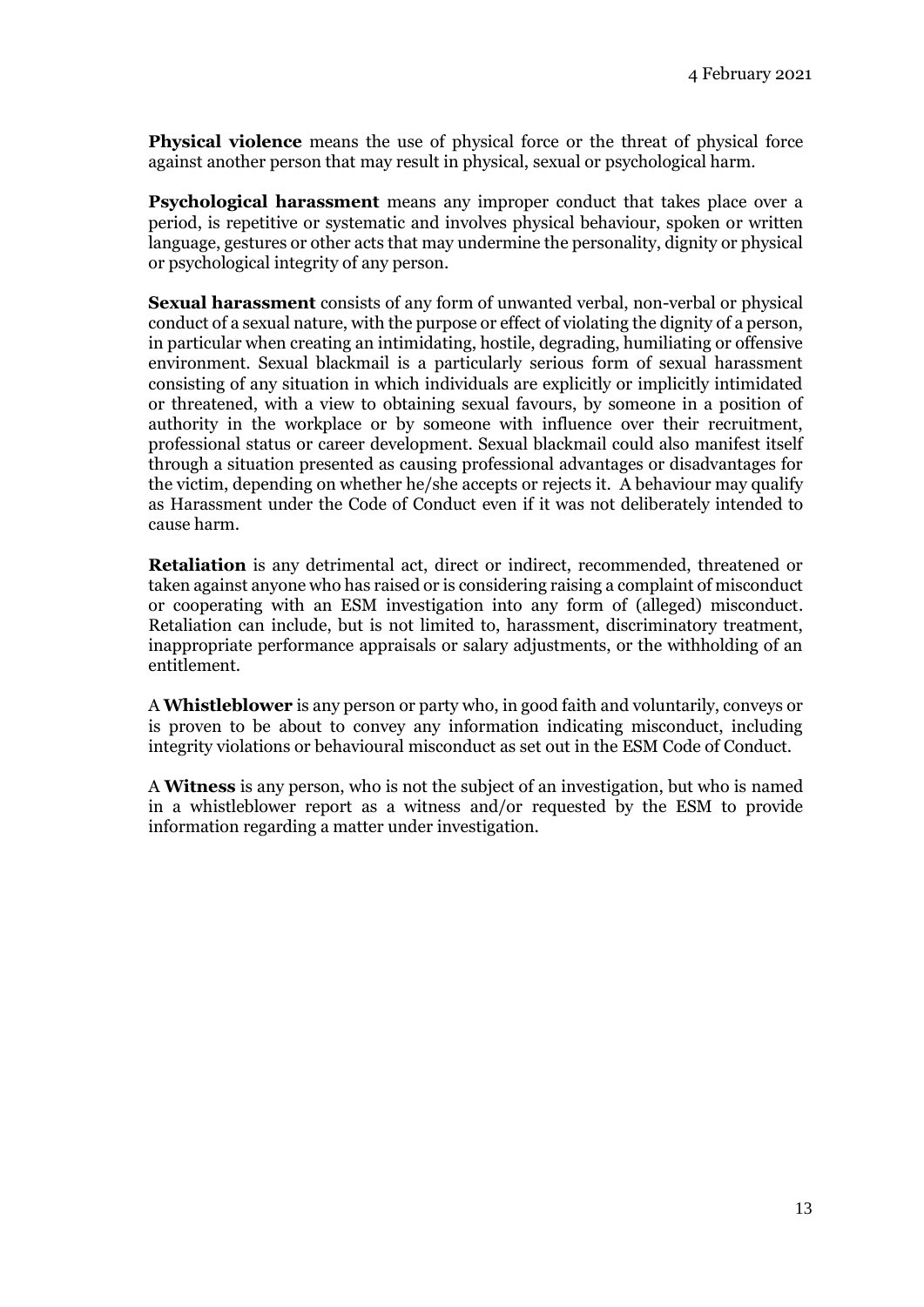**Physical violence** means the use of physical force or the threat of physical force against another person that may result in physical, sexual or psychological harm.

**Psychological harassment** means any improper conduct that takes place over a period, is repetitive or systematic and involves physical behaviour, spoken or written language, gestures or other acts that may undermine the personality, dignity or physical or psychological integrity of any person.

**Sexual harassment** consists of any form of unwanted verbal, non-verbal or physical conduct of a sexual nature, with the purpose or effect of violating the dignity of a person, in particular when creating an intimidating, hostile, degrading, humiliating or offensive environment. Sexual blackmail is a particularly serious form of sexual harassment consisting of any situation in which individuals are explicitly or implicitly intimidated or threatened, with a view to obtaining sexual favours, by someone in a position of authority in the workplace or by someone with influence over their recruitment, professional status or career development. Sexual blackmail could also manifest itself through a situation presented as causing professional advantages or disadvantages for the victim, depending on whether he/she accepts or rejects it. A behaviour may qualify as Harassment under the Code of Conduct even if it was not deliberately intended to cause harm.

**Retaliation** is any detrimental act, direct or indirect, recommended, threatened or taken against anyone who has raised or is considering raising a complaint of misconduct or cooperating with an ESM investigation into any form of (alleged) misconduct. Retaliation can include, but is not limited to, harassment, discriminatory treatment, inappropriate performance appraisals or salary adjustments, or the withholding of an entitlement.

A **Whistleblower** is any person or party who, in good faith and voluntarily, conveys or is proven to be about to convey any information indicating misconduct, including integrity violations or behavioural misconduct as set out in the ESM Code of Conduct.

A **Witness** is any person, who is not the subject of an investigation, but who is named in a whistleblower report as a witness and/or requested by the ESM to provide information regarding a matter under investigation.